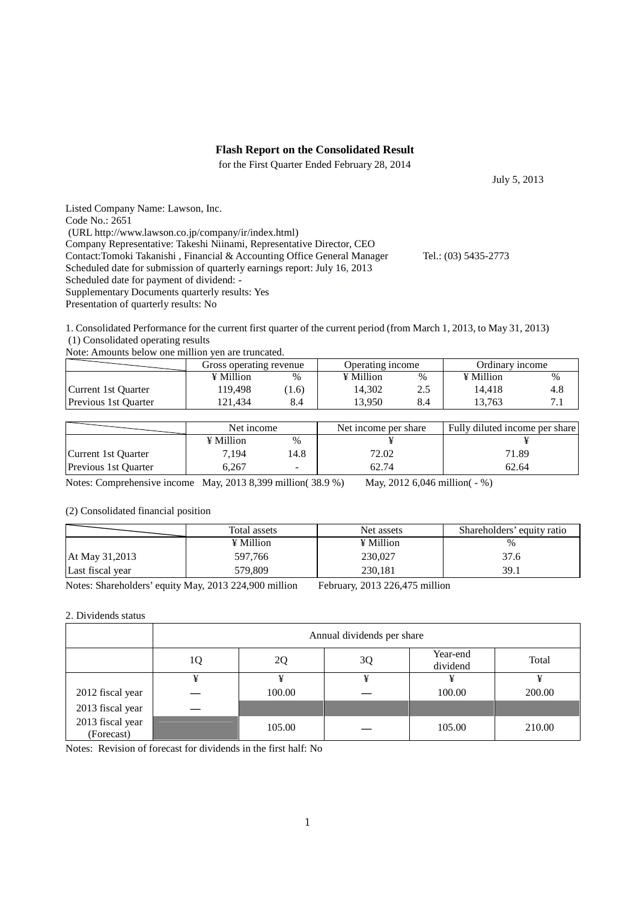# Flash Report on the Consolidated Result

for the First Quarter Ended February 28, 2014

July 5, 2013

Listed Company Name: Lawson, Inc.
Code No.: 2651
(URL http://www.lawson.co.jp/company/ir/index.html)
Company Representative: Takeshi Niinami, Representative Director, CEO
Contact:Tomoki Takanishi , Financial & Accounting Office General Manager Tel.: (03) 5435-2773
Scheduled date for submission of quarterly earnings report: July 16, 2013
Scheduled date for payment of dividend: -
Supplementary Documents quarterly results: Yes
Presentation of quarterly results: No

1. Consolidated Performance for the current first quarter of the current period (from March 1, 2013, to May 31, 2013)
(1) Consolidated operating results
Note: Amounts below one million yen are truncated.

| | Gross operating revenue | | Operating income | | Ordinary income | |
|---|---|---|---|---|---|---|
| | ¥ Million | % | ¥ Million | % | ¥ Million | % |
| Current 1st Quarter | 119,498 | (1.6) | 14,302 | 2.5 | 14,418 | 4.8 |
| Previous 1st Quarter | 121,434 | 8.4 | 13,950 | 8.4 | 13,763 | 7.1 |

| | Net income | | Net income per share | Fully diluted income per share |
|---|---|---|---|---|
| | ¥ Million | % | ¥ | ¥ |
| Current 1st Quarter | 7,194 | 14.8 | 72.02 | 71.89 |
| Previous 1st Quarter | 6,267 | - | 62.74 | 62.64 |

Notes: Comprehensive income May, 2013 8,399 million( 38.9 %) May, 2012 6,046 million( - %)

(2) Consolidated financial position

| | Total assets | Net assets | Shareholders' equity ratio |
|---|---|---|---|
| | ¥ Million | ¥ Million | % |
| At May 31,2013 | 597,766 | 230,027 | 37.6 |
| Last fiscal year | 579,809 | 230,181 | 39.1 |

Notes: Shareholders' equity May, 2013 224,900 million February, 2013 226,475 million

2. Dividends status

| | Annual dividends per share | | | | |
|---|---|---|---|---|---|
| | 1Q | 2Q | 3Q | Year-end dividend | Total |
| | ¥ | ¥ | ¥ | ¥ | ¥ |
| 2012 fiscal year | — | 100.00 | — | 100.00 | 200.00 |
| 2013 fiscal year | — | | | | |
| 2013 fiscal year (Forecast) | | 105.00 | — | 105.00 | 210.00 |

Notes: Revision of forecast for dividends in the first half: No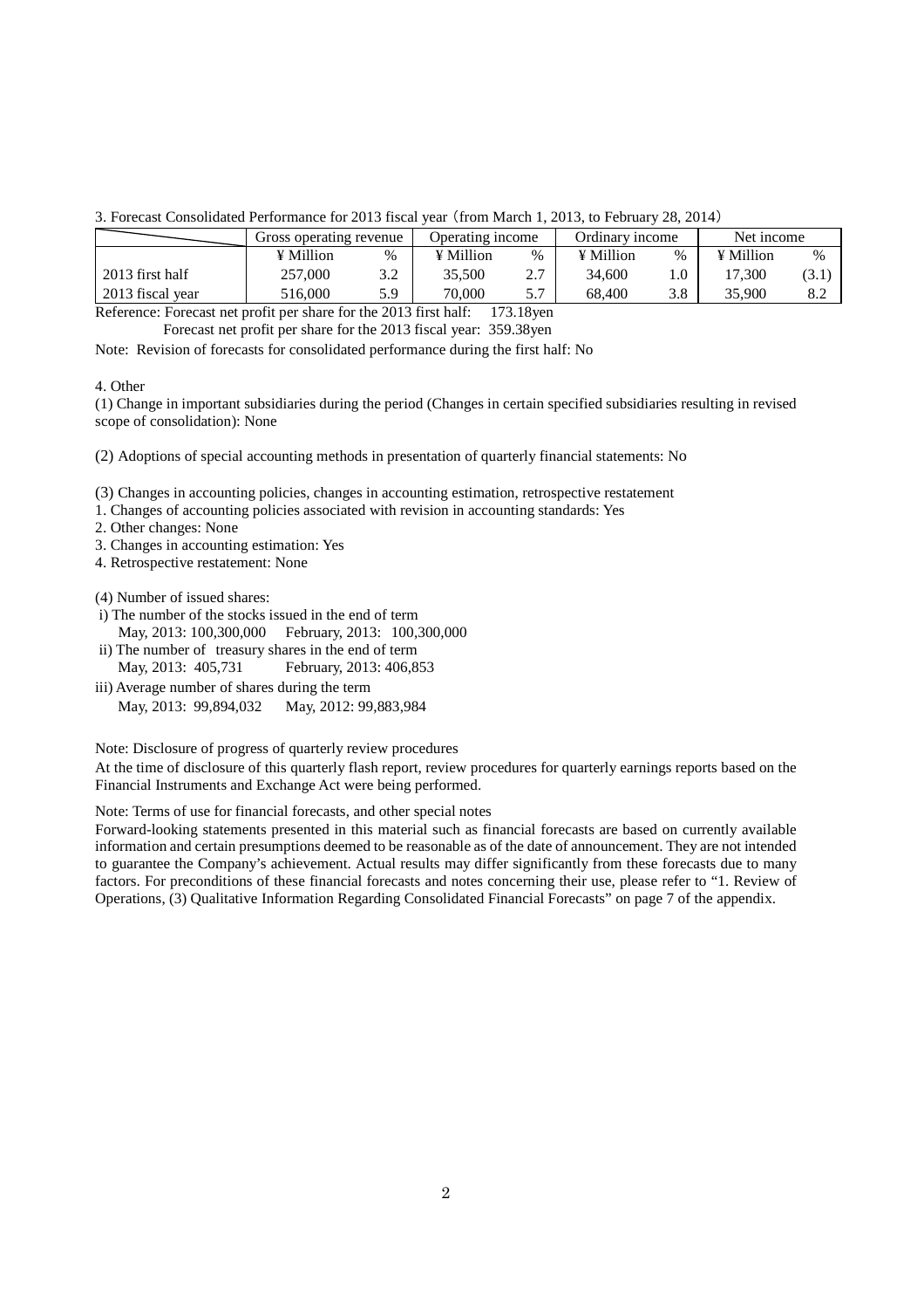3. Forecast Consolidated Performance for 2013 fiscal year（from March 1, 2013, to February 28, 2014）

| | Gross operating revenue | | Operating income | | Ordinary income | | Net income | |
|---|---|---|---|---|---|---|---|---|
| | ¥ Million | % | ¥ Million | % | ¥ Million | % | ¥ Million | % |
| 2013 first half | 257,000 | 3.2 | 35,500 | 2.7 | 34,600 | 1.0 | 17,300 | (3.1) |
| 2013 fiscal year | 516,000 | 5.9 | 70,000 | 5.7 | 68,400 | 3.8 | 35,900 | 8.2 |

Reference: Forecast net profit per share for the 2013 first half: 173.18yen
Forecast net profit per share for the 2013 fiscal year: 359.38yen

Note: Revision of forecasts for consolidated performance during the first half: No

4. Other

(1) Change in important subsidiaries during the period (Changes in certain specified subsidiaries resulting in revised scope of consolidation): None

(2) Adoptions of special accounting methods in presentation of quarterly financial statements: No

(3) Changes in accounting policies, changes in accounting estimation, retrospective restatement

1. Changes of accounting policies associated with revision in accounting standards: Yes
2. Other changes: None
3. Changes in accounting estimation: Yes
4. Retrospective restatement: None

(4) Number of issued shares:

i) The number of the stocks issued in the end of term
May, 2013: 100,300,000 February, 2013: 100,300,000

ii) The number of treasury shares in the end of term
May, 2013: 405,731 February, 2013: 406,853

iii) Average number of shares during the term
May, 2013: 99,894,032 May, 2012: 99,883,984

Note: Disclosure of progress of quarterly review procedures

At the time of disclosure of this quarterly flash report, review procedures for quarterly earnings reports based on the Financial Instruments and Exchange Act were being performed.

Note: Terms of use for financial forecasts, and other special notes

Forward-looking statements presented in this material such as financial forecasts are based on currently available information and certain presumptions deemed to be reasonable as of the date of announcement. They are not intended to guarantee the Company's achievement. Actual results may differ significantly from these forecasts due to many factors. For preconditions of these financial forecasts and notes concerning their use, please refer to "1. Review of Operations, (3) Qualitative Information Regarding Consolidated Financial Forecasts" on page 7 of the appendix.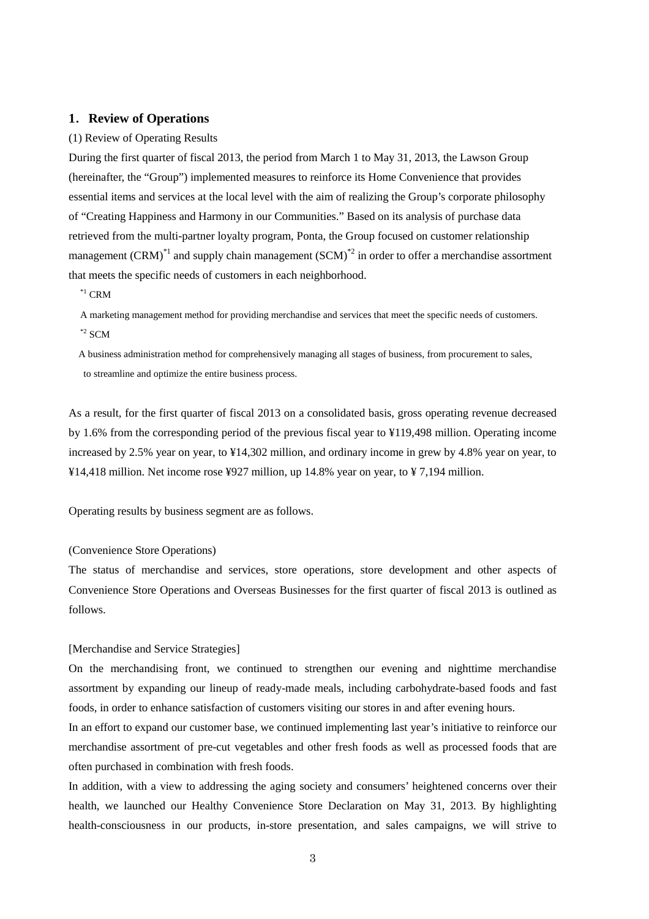## 1. Review of Operations

(1) Review of Operating Results

During the first quarter of fiscal 2013, the period from March 1 to May 31, 2013, the Lawson Group (hereinafter, the "Group") implemented measures to reinforce its Home Convenience that provides essential items and services at the local level with the aim of realizing the Group's corporate philosophy of "Creating Happiness and Harmony in our Communities." Based on its analysis of purchase data retrieved from the multi-partner loyalty program, Ponta, the Group focused on customer relationship management (CRM)[*1] and supply chain management (SCM)[*2] in order to offer a merchandise assortment that meets the specific needs of customers in each neighborhood.

[*1] CRM

A marketing management method for providing merchandise and services that meet the specific needs of customers.

[*2] SCM

A business administration method for comprehensively managing all stages of business, from procurement to sales, to streamline and optimize the entire business process.

As a result, for the first quarter of fiscal 2013 on a consolidated basis, gross operating revenue decreased by 1.6% from the corresponding period of the previous fiscal year to ¥119,498 million. Operating income increased by 2.5% year on year, to ¥14,302 million, and ordinary income in grew by 4.8% year on year, to ¥14,418 million. Net income rose ¥927 million, up 14.8% year on year, to ¥ 7,194 million.

Operating results by business segment are as follows.

(Convenience Store Operations)

The status of merchandise and services, store operations, store development and other aspects of Convenience Store Operations and Overseas Businesses for the first quarter of fiscal 2013 is outlined as follows.

[Merchandise and Service Strategies]

On the merchandising front, we continued to strengthen our evening and nighttime merchandise assortment by expanding our lineup of ready-made meals, including carbohydrate-based foods and fast foods, in order to enhance satisfaction of customers visiting our stores in and after evening hours.

In an effort to expand our customer base, we continued implementing last year's initiative to reinforce our merchandise assortment of pre-cut vegetables and other fresh foods as well as processed foods that are often purchased in combination with fresh foods.

In addition, with a view to addressing the aging society and consumers' heightened concerns over their health, we launched our Healthy Convenience Store Declaration on May 31, 2013. By highlighting health-consciousness in our products, in-store presentation, and sales campaigns, we will strive to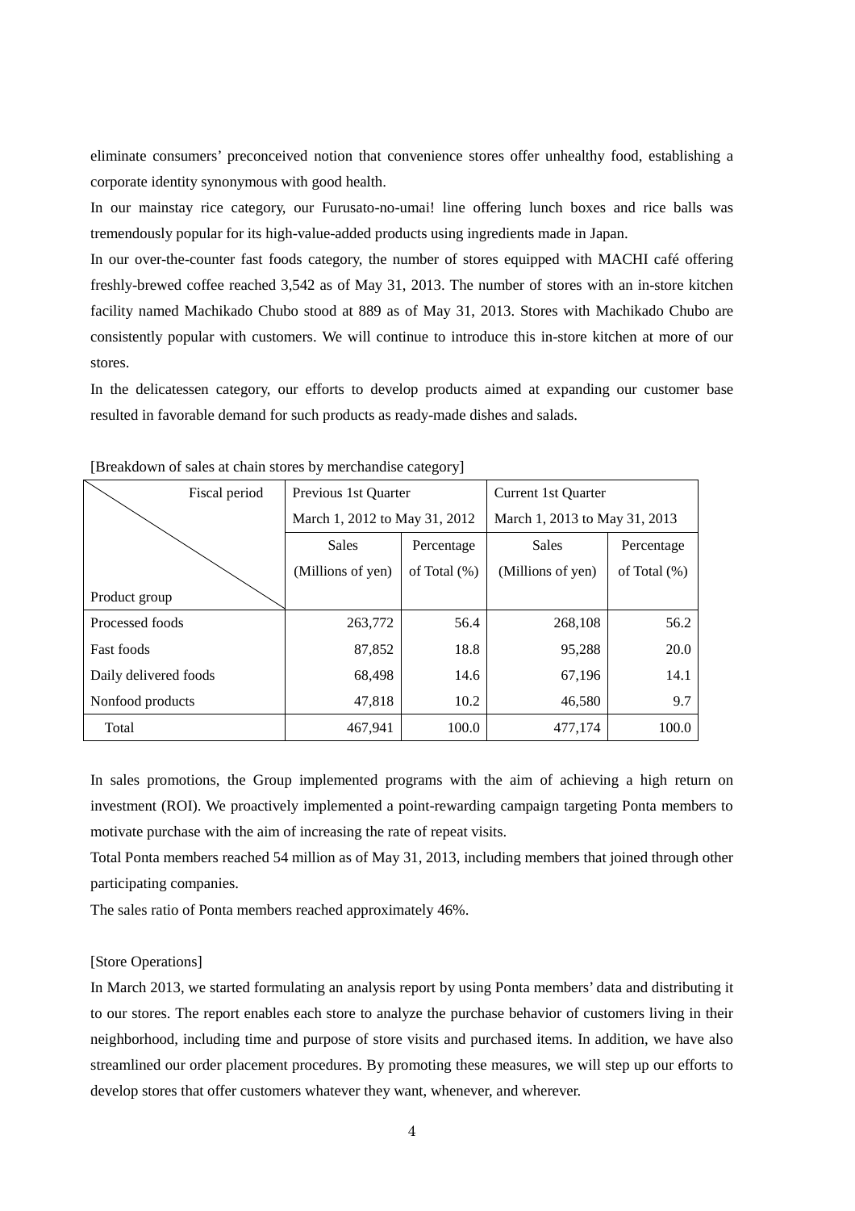eliminate consumers' preconceived notion that convenience stores offer unhealthy food, establishing a corporate identity synonymous with good health.

In our mainstay rice category, our Furusato-no-umai! line offering lunch boxes and rice balls was tremendously popular for its high-value-added products using ingredients made in Japan.

In our over-the-counter fast foods category, the number of stores equipped with MACHI café offering freshly-brewed coffee reached 3,542 as of May 31, 2013. The number of stores with an in-store kitchen facility named Machikado Chubo stood at 889 as of May 31, 2013. Stores with Machikado Chubo are consistently popular with customers. We will continue to introduce this in-store kitchen at more of our stores.

In the delicatessen category, our efforts to develop products aimed at expanding our customer base resulted in favorable demand for such products as ready-made dishes and salads.

[Breakdown of sales at chain stores by merchandise category]

| Fiscal period / Product group | Previous 1st Quarter March 1, 2012 to May 31, 2012 | | Current 1st Quarter March 1, 2013 to May 31, 2013 | |
|---|---|---|---|---|
| | Sales (Millions of yen) | Percentage of Total (%) | Sales (Millions of yen) | Percentage of Total (%) |
| Processed foods | 263,772 | 56.4 | 268,108 | 56.2 |
| Fast foods | 87,852 | 18.8 | 95,288 | 20.0 |
| Daily delivered foods | 68,498 | 14.6 | 67,196 | 14.1 |
| Nonfood products | 47,818 | 10.2 | 46,580 | 9.7 |
| Total | 467,941 | 100.0 | 477,174 | 100.0 |

In sales promotions, the Group implemented programs with the aim of achieving a high return on investment (ROI). We proactively implemented a point-rewarding campaign targeting Ponta members to motivate purchase with the aim of increasing the rate of repeat visits.

Total Ponta members reached 54 million as of May 31, 2013, including members that joined through other participating companies.

The sales ratio of Ponta members reached approximately 46%.

[Store Operations]

In March 2013, we started formulating an analysis report by using Ponta members' data and distributing it to our stores. The report enables each store to analyze the purchase behavior of customers living in their neighborhood, including time and purpose of store visits and purchased items. In addition, we have also streamlined our order placement procedures. By promoting these measures, we will step up our efforts to develop stores that offer customers whatever they want, whenever, and wherever.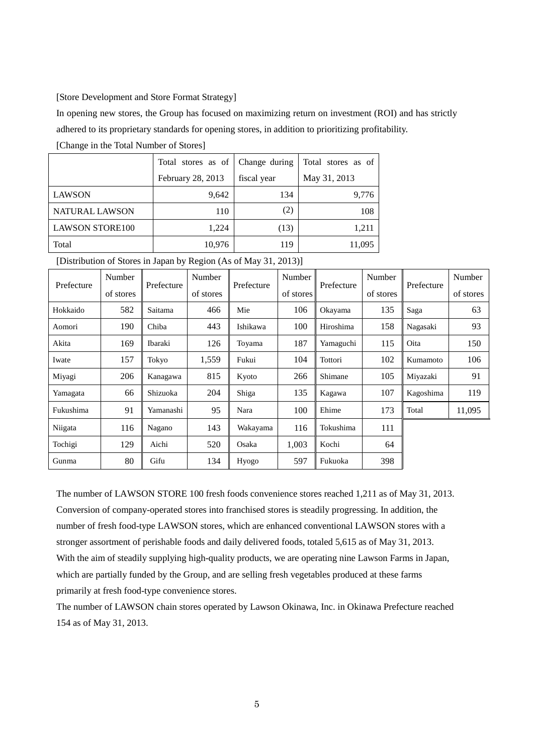[Store Development and Store Format Strategy]

In opening new stores, the Group has focused on maximizing return on investment (ROI) and has strictly adhered to its proprietary standards for opening stores, in addition to prioritizing profitability.

[Change in the Total Number of Stores]

| | Total stores as of February 28, 2013 | Change during fiscal year | Total stores as of May 31, 2013 |
|---|---|---|---|
| LAWSON | 9,642 | 134 | 9,776 |
| NATURAL LAWSON | 110 | (2) | 108 |
| LAWSON STORE100 | 1,224 | (13) | 1,211 |
| Total | 10,976 | 119 | 11,095 |

[Distribution of Stores in Japan by Region (As of May 31, 2013)]

| Prefecture | Number of stores | Prefecture | Number of stores | Prefecture | Number of stores | Prefecture | Number of stores | Prefecture | Number of stores |
|---|---|---|---|---|---|---|---|---|---|
| Hokkaido | 582 | Saitama | 466 | Mie | 106 | Okayama | 135 | Saga | 63 |
| Aomori | 190 | Chiba | 443 | Ishikawa | 100 | Hiroshima | 158 | Nagasaki | 93 |
| Akita | 169 | Ibaraki | 126 | Toyama | 187 | Yamaguchi | 115 | Oita | 150 |
| Iwate | 157 | Tokyo | 1,559 | Fukui | 104 | Tottori | 102 | Kumamoto | 106 |
| Miyagi | 206 | Kanagawa | 815 | Kyoto | 266 | Shimane | 105 | Miyazaki | 91 |
| Yamagata | 66 | Shizuoka | 204 | Shiga | 135 | Kagawa | 107 | Kagoshima | 119 |
| Fukushima | 91 | Yamanashi | 95 | Nara | 100 | Ehime | 173 | Total | 11,095 |
| Niigata | 116 | Nagano | 143 | Wakayama | 116 | Tokushima | 111 | | |
| Tochigi | 129 | Aichi | 520 | Osaka | 1,003 | Kochi | 64 | | |
| Gunma | 80 | Gifu | 134 | Hyogo | 597 | Fukuoka | 398 | | |

The number of LAWSON STORE 100 fresh foods convenience stores reached 1,211 as of May 31, 2013. Conversion of company-operated stores into franchised stores is steadily progressing. In addition, the number of fresh food-type LAWSON stores, which are enhanced conventional LAWSON stores with a stronger assortment of perishable foods and daily delivered foods, totaled 5,615 as of May 31, 2013. With the aim of steadily supplying high-quality products, we are operating nine Lawson Farms in Japan, which are partially funded by the Group, and are selling fresh vegetables produced at these farms primarily at fresh food-type convenience stores.

The number of LAWSON chain stores operated by Lawson Okinawa, Inc. in Okinawa Prefecture reached 154 as of May 31, 2013.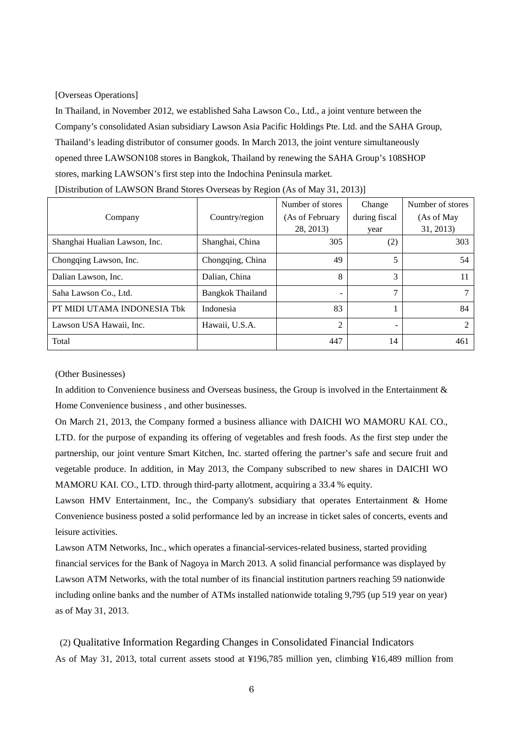[Overseas Operations]

In Thailand, in November 2012, we established Saha Lawson Co., Ltd., a joint venture between the Company's consolidated Asian subsidiary Lawson Asia Pacific Holdings Pte. Ltd. and the SAHA Group, Thailand's leading distributor of consumer goods. In March 2013, the joint venture simultaneously opened three LAWSON108 stores in Bangkok, Thailand by renewing the SAHA Group's 108SHOP stores, marking LAWSON's first step into the Indochina Peninsula market.

[Distribution of LAWSON Brand Stores Overseas by Region (As of May 31, 2013)]

| Company | Country/region | Number of stores (As of February 28, 2013) | Change during fiscal year | Number of stores (As of May 31, 2013) |
|---|---|---|---|---|
| Shanghai Hualian Lawson, Inc. | Shanghai, China | 305 | (2) | 303 |
| Chongqing Lawson, Inc. | Chongqing, China | 49 | 5 | 54 |
| Dalian Lawson, Inc. | Dalian, China | 8 | 3 | 11 |
| Saha Lawson Co., Ltd. | Bangkok Thailand | - | 7 | 7 |
| PT MIDI UTAMA INDONESIA Tbk | Indonesia | 83 | 1 | 84 |
| Lawson USA Hawaii, Inc. | Hawaii, U.S.A. | 2 | - | 2 |
| Total | | 447 | 14 | 461 |

(Other Businesses)

In addition to Convenience business and Overseas business, the Group is involved in the Entertainment & Home Convenience business , and other businesses.

On March 21, 2013, the Company formed a business alliance with DAICHI WO MAMORU KAI. CO., LTD. for the purpose of expanding its offering of vegetables and fresh foods. As the first step under the partnership, our joint venture Smart Kitchen, Inc. started offering the partner's safe and secure fruit and vegetable produce. In addition, in May 2013, the Company subscribed to new shares in DAICHI WO MAMORU KAI. CO., LTD. through third-party allotment, acquiring a 33.4 % equity.

Lawson HMV Entertainment, Inc., the Company's subsidiary that operates Entertainment & Home Convenience business posted a solid performance led by an increase in ticket sales of concerts, events and leisure activities.

Lawson ATM Networks, Inc., which operates a financial-services-related business, started providing financial services for the Bank of Nagoya in March 2013. A solid financial performance was displayed by Lawson ATM Networks, with the total number of its financial institution partners reaching 59 nationwide including online banks and the number of ATMs installed nationwide totaling 9,795 (up 519 year on year) as of May 31, 2013.

## (2) Qualitative Information Regarding Changes in Consolidated Financial Indicators

As of May 31, 2013, total current assets stood at ¥196,785 million yen, climbing ¥16,489 million from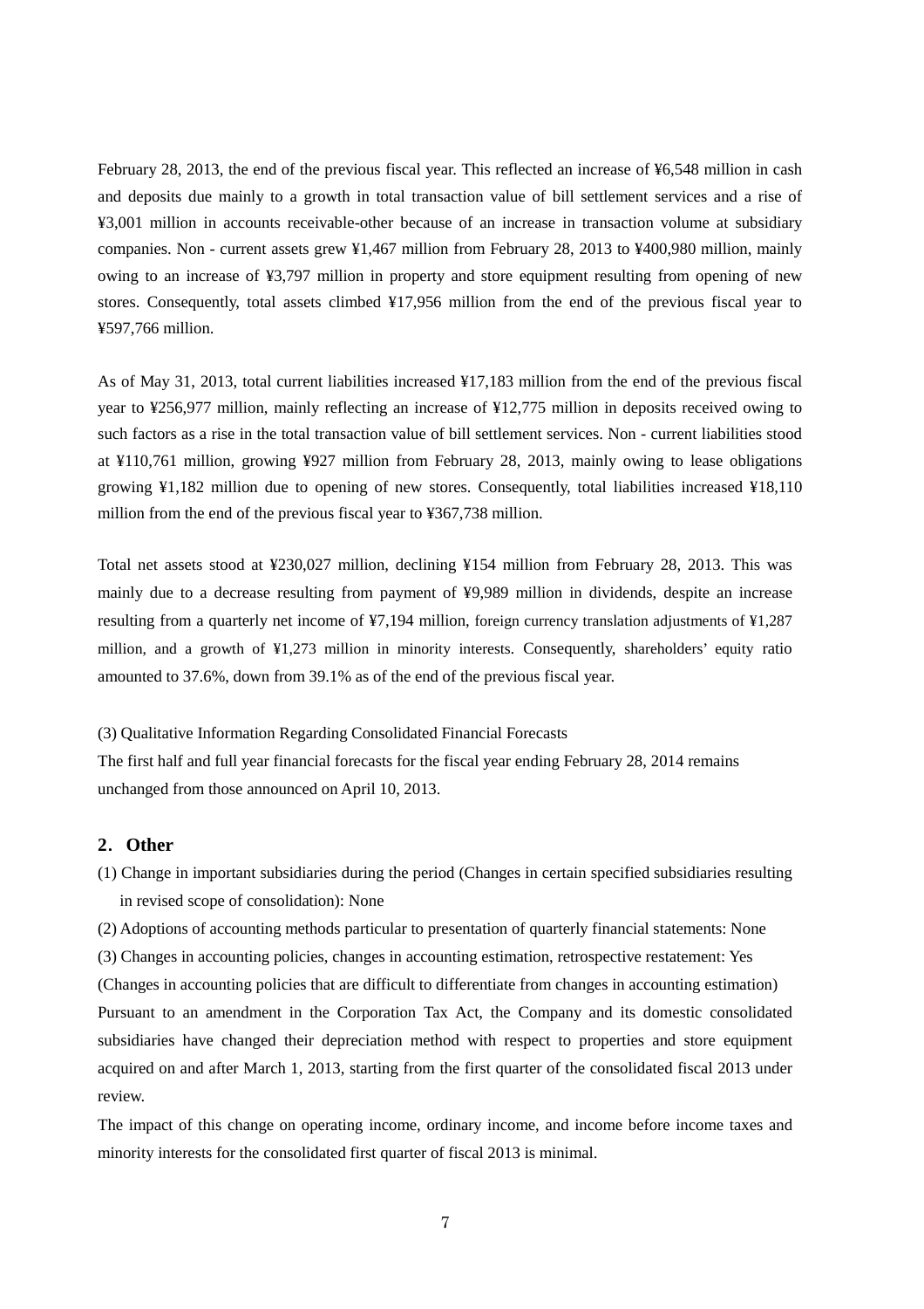February 28, 2013, the end of the previous fiscal year. This reflected an increase of ¥6,548 million in cash and deposits due mainly to a growth in total transaction value of bill settlement services and a rise of ¥3,001 million in accounts receivable-other because of an increase in transaction volume at subsidiary companies. Non - current assets grew ¥1,467 million from February 28, 2013 to ¥400,980 million, mainly owing to an increase of ¥3,797 million in property and store equipment resulting from opening of new stores. Consequently, total assets climbed ¥17,956 million from the end of the previous fiscal year to ¥597,766 million.

As of May 31, 2013, total current liabilities increased ¥17,183 million from the end of the previous fiscal year to ¥256,977 million, mainly reflecting an increase of ¥12,775 million in deposits received owing to such factors as a rise in the total transaction value of bill settlement services. Non - current liabilities stood at ¥110,761 million, growing ¥927 million from February 28, 2013, mainly owing to lease obligations growing ¥1,182 million due to opening of new stores. Consequently, total liabilities increased ¥18,110 million from the end of the previous fiscal year to ¥367,738 million.

Total net assets stood at ¥230,027 million, declining ¥154 million from February 28, 2013. This was mainly due to a decrease resulting from payment of ¥9,989 million in dividends, despite an increase resulting from a quarterly net income of ¥7,194 million, foreign currency translation adjustments of ¥1,287 million, and a growth of ¥1,273 million in minority interests. Consequently, shareholders' equity ratio amounted to 37.6%, down from 39.1% as of the end of the previous fiscal year.

(3) Qualitative Information Regarding Consolidated Financial Forecasts

The first half and full year financial forecasts for the fiscal year ending February 28, 2014 remains unchanged from those announced on April 10, 2013.

## 2．Other

(1) Change in important subsidiaries during the period (Changes in certain specified subsidiaries resulting in revised scope of consolidation): None

(2) Adoptions of accounting methods particular to presentation of quarterly financial statements: None

(3) Changes in accounting policies, changes in accounting estimation, retrospective restatement: Yes

(Changes in accounting policies that are difficult to differentiate from changes in accounting estimation)

Pursuant to an amendment in the Corporation Tax Act, the Company and its domestic consolidated subsidiaries have changed their depreciation method with respect to properties and store equipment acquired on and after March 1, 2013, starting from the first quarter of the consolidated fiscal 2013 under review.

The impact of this change on operating income, ordinary income, and income before income taxes and minority interests for the consolidated first quarter of fiscal 2013 is minimal.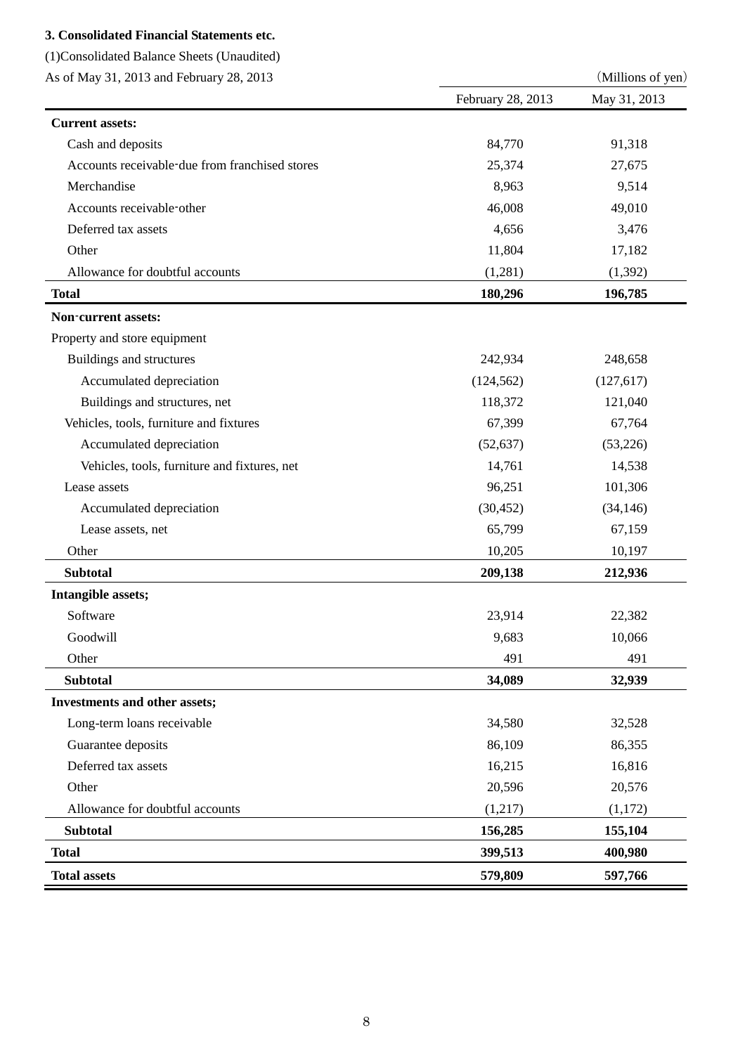### 3. Consolidated Financial Statements etc.

(1)Consolidated Balance Sheets (Unaudited)

As of May 31, 2013 and February 28, 2013

(Millions of yen)

| | February 28, 2013 | May 31, 2013 |
|---|---|---|
| **Current assets:** | | |
| Cash and deposits | 84,770 | 91,318 |
| Accounts receivable-due from franchised stores | 25,374 | 27,675 |
| Merchandise | 8,963 | 9,514 |
| Accounts receivable-other | 46,008 | 49,010 |
| Deferred tax assets | 4,656 | 3,476 |
| Other | 11,804 | 17,182 |
| Allowance for doubtful accounts | (1,281) | (1,392) |
| **Total** | **180,296** | **196,785** |
| **Non-current assets:** | | |
| Property and store equipment | | |
| Buildings and structures | 242,934 | 248,658 |
| Accumulated depreciation | (124,562) | (127,617) |
| Buildings and structures, net | 118,372 | 121,040 |
| Vehicles, tools, furniture and fixtures | 67,399 | 67,764 |
| Accumulated depreciation | (52,637) | (53,226) |
| Vehicles, tools, furniture and fixtures, net | 14,761 | 14,538 |
| Lease assets | 96,251 | 101,306 |
| Accumulated depreciation | (30,452) | (34,146) |
| Lease assets, net | 65,799 | 67,159 |
| Other | 10,205 | 10,197 |
| **Subtotal** | **209,138** | **212,936** |
| **Intangible assets;** | | |
| Software | 23,914 | 22,382 |
| Goodwill | 9,683 | 10,066 |
| Other | 491 | 491 |
| **Subtotal** | **34,089** | **32,939** |
| **Investments and other assets;** | | |
| Long-term loans receivable | 34,580 | 32,528 |
| Guarantee deposits | 86,109 | 86,355 |
| Deferred tax assets | 16,215 | 16,816 |
| Other | 20,596 | 20,576 |
| Allowance for doubtful accounts | (1,217) | (1,172) |
| **Subtotal** | **156,285** | **155,104** |
| **Total** | **399,513** | **400,980** |
| **Total assets** | **579,809** | **597,766** |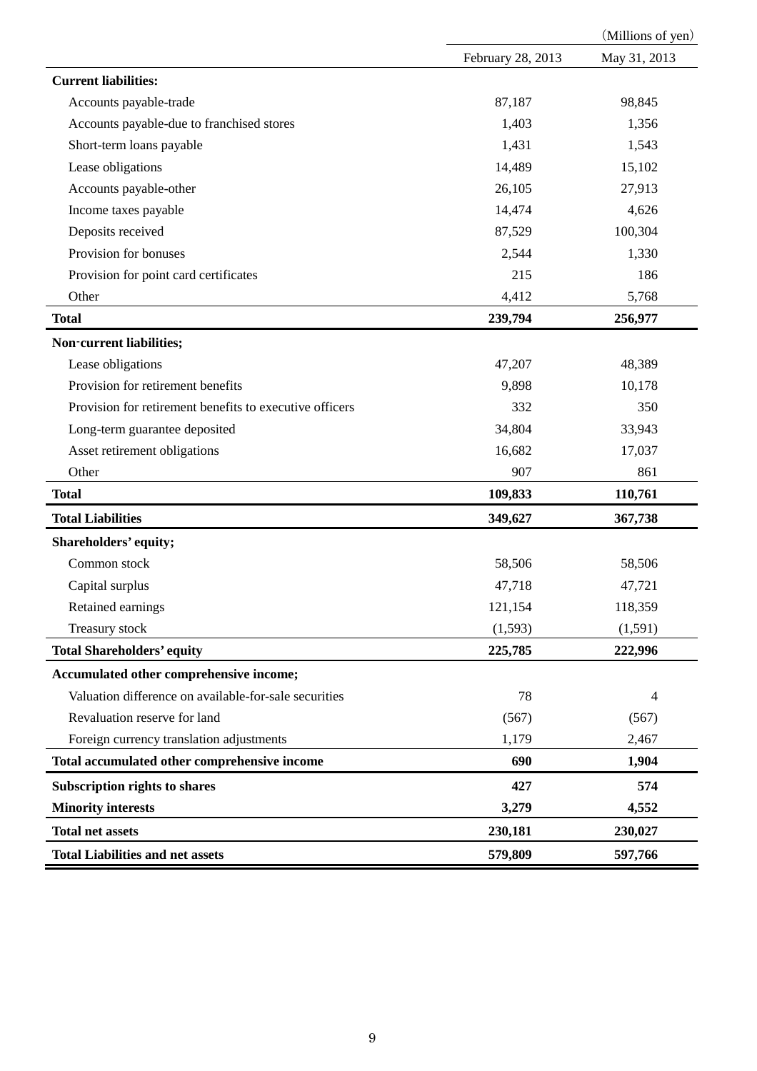| | February 28, 2013 | May 31, 2013 |
|---|---|---|
| | | (Millions of yen) |
| **Current liabilities:** | | |
| Accounts payable-trade | 87,187 | 98,845 |
| Accounts payable-due to franchised stores | 1,403 | 1,356 |
| Short-term loans payable | 1,431 | 1,543 |
| Lease obligations | 14,489 | 15,102 |
| Accounts payable-other | 26,105 | 27,913 |
| Income taxes payable | 14,474 | 4,626 |
| Deposits received | 87,529 | 100,304 |
| Provision for bonuses | 2,544 | 1,330 |
| Provision for point card certificates | 215 | 186 |
| Other | 4,412 | 5,768 |
| **Total** | **239,794** | **256,977** |
| **Non-current liabilities;** | | |
| Lease obligations | 47,207 | 48,389 |
| Provision for retirement benefits | 9,898 | 10,178 |
| Provision for retirement benefits to executive officers | 332 | 350 |
| Long-term guarantee deposited | 34,804 | 33,943 |
| Asset retirement obligations | 16,682 | 17,037 |
| Other | 907 | 861 |
| **Total** | **109,833** | **110,761** |
| **Total Liabilities** | **349,627** | **367,738** |
| **Shareholders' equity;** | | |
| Common stock | 58,506 | 58,506 |
| Capital surplus | 47,718 | 47,721 |
| Retained earnings | 121,154 | 118,359 |
| Treasury stock | (1,593) | (1,591) |
| **Total Shareholders' equity** | **225,785** | **222,996** |
| **Accumulated other comprehensive income;** | | |
| Valuation difference on available-for-sale securities | 78 | 4 |
| Revaluation reserve for land | (567) | (567) |
| Foreign currency translation adjustments | 1,179 | 2,467 |
| **Total accumulated other comprehensive income** | **690** | **1,904** |
| **Subscription rights to shares** | **427** | **574** |
| **Minority interests** | **3,279** | **4,552** |
| **Total net assets** | **230,181** | **230,027** |
| **Total Liabilities and net assets** | **579,809** | **597,766** |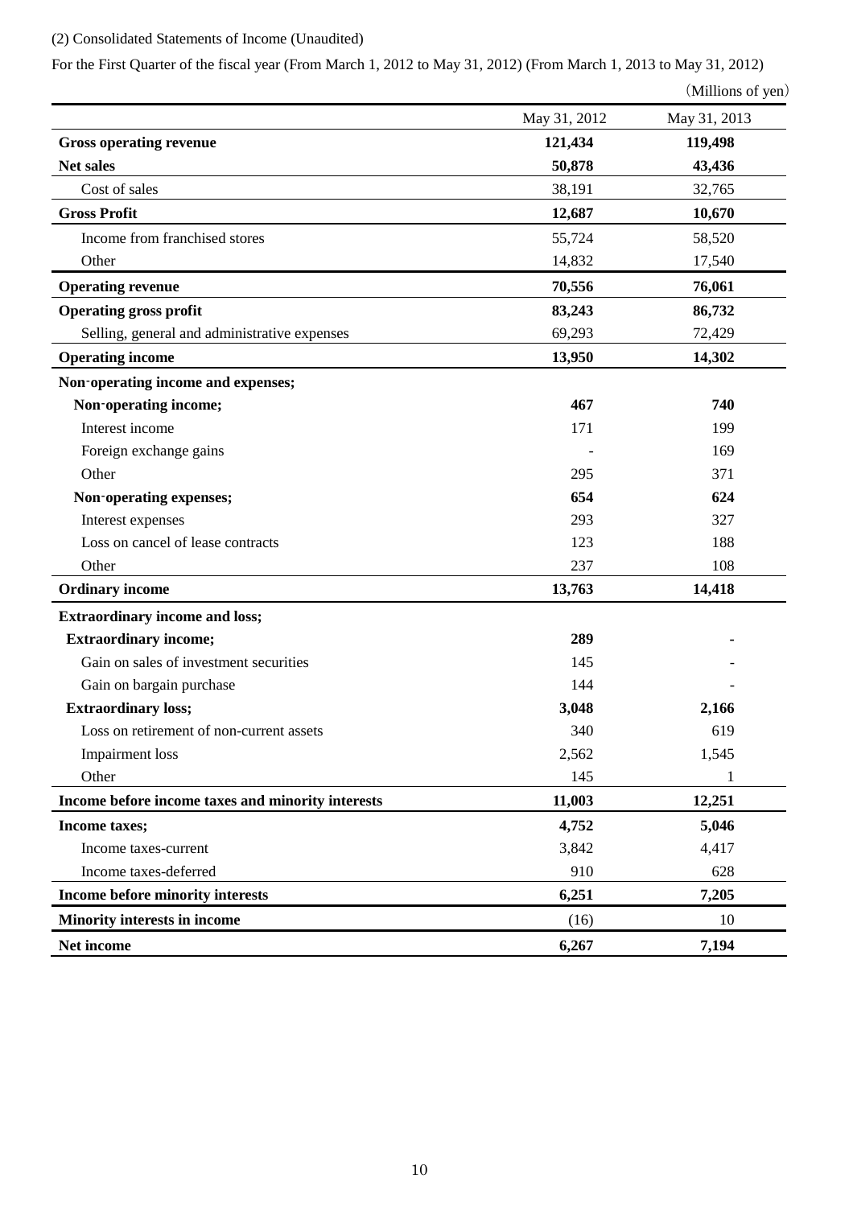(2) Consolidated Statements of Income (Unaudited)

For the First Quarter of the fiscal year (From March 1, 2012 to May 31, 2012) (From March 1, 2013 to May 31, 2012)

（Millions of yen）

| | May 31, 2012 | May 31, 2013 |
|---|---|---|
| **Gross operating revenue** | **121,434** | **119,498** |
| **Net sales** | **50,878** | **43,436** |
| Cost of sales | 38,191 | 32,765 |
| **Gross Profit** | **12,687** | **10,670** |
| Income from franchised stores | 55,724 | 58,520 |
| Other | 14,832 | 17,540 |
| **Operating revenue** | **70,556** | **76,061** |
| **Operating gross profit** | **83,243** | **86,732** |
| Selling, general and administrative expenses | 69,293 | 72,429 |
| **Operating income** | **13,950** | **14,302** |
| **Non-operating income and expenses;** | | |
| **Non-operating income;** | **467** | **740** |
| Interest income | 171 | 199 |
| Foreign exchange gains | - | 169 |
| Other | 295 | 371 |
| **Non-operating expenses;** | **654** | **624** |
| Interest expenses | 293 | 327 |
| Loss on cancel of lease contracts | 123 | 188 |
| Other | 237 | 108 |
| **Ordinary income** | **13,763** | **14,418** |
| **Extraordinary income and loss;** | | |
| **Extraordinary income;** | **289** | **-** |
| Gain on sales of investment securities | 145 | - |
| Gain on bargain purchase | 144 | - |
| **Extraordinary loss;** | **3,048** | **2,166** |
| Loss on retirement of non-current assets | 340 | 619 |
| Impairment loss | 2,562 | 1,545 |
| Other | 145 | 1 |
| **Income before income taxes and minority interests** | **11,003** | **12,251** |
| **Income taxes;** | **4,752** | **5,046** |
| Income taxes-current | 3,842 | 4,417 |
| Income taxes-deferred | 910 | 628 |
| **Income before minority interests** | **6,251** | **7,205** |
| **Minority interests in income** | (16) | 10 |
| **Net income** | **6,267** | **7,194** |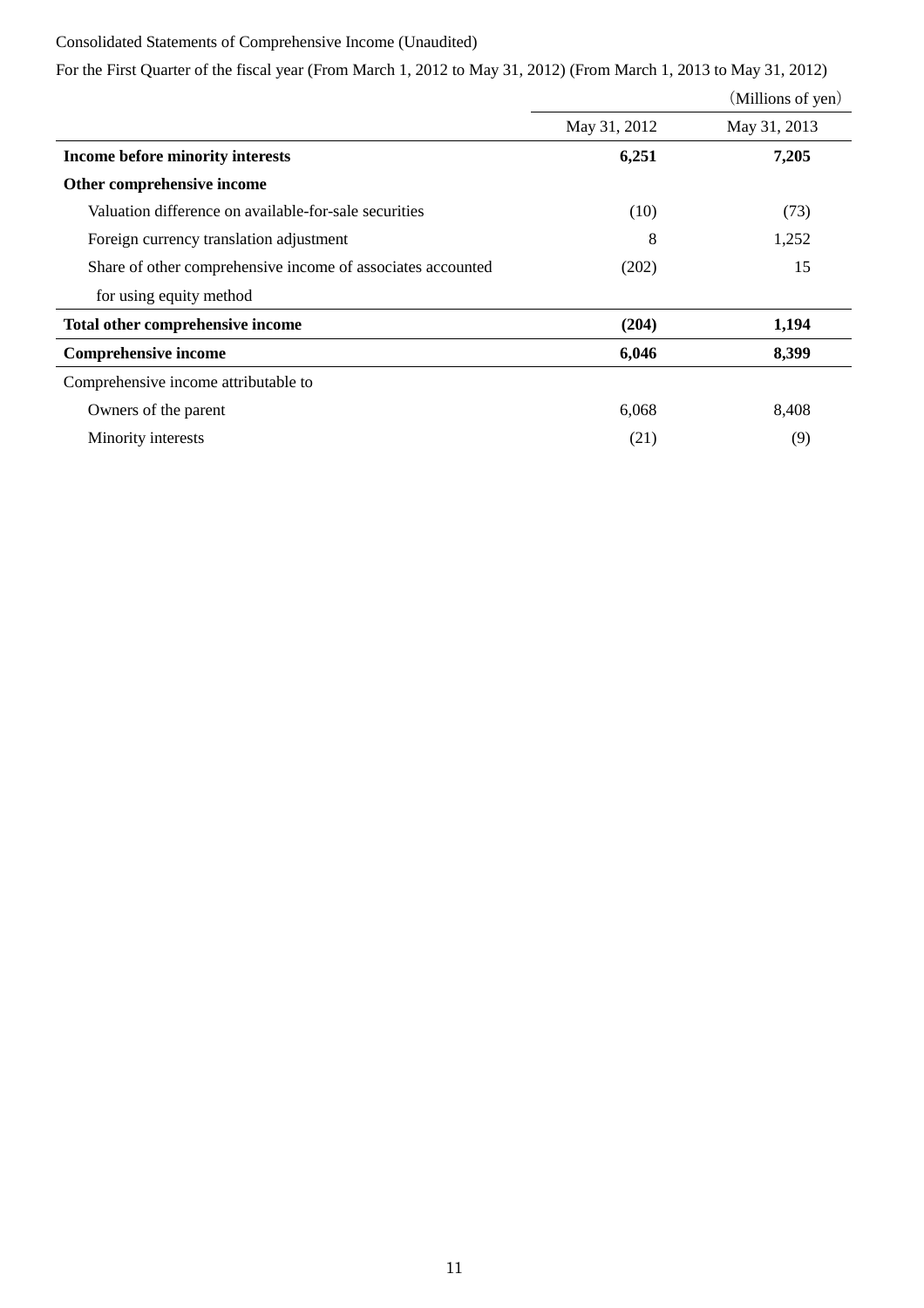Consolidated Statements of Comprehensive Income (Unaudited)

For the First Quarter of the fiscal year (From March 1, 2012 to May 31, 2012) (From March 1, 2013 to May 31, 2012)

(Millions of yen)

| | May 31, 2012 | May 31, 2013 |
|---|---|---|
| **Income before minority interests** | **6,251** | **7,205** |
| **Other comprehensive income** | | |
| Valuation difference on available-for-sale securities | (10) | (73) |
| Foreign currency translation adjustment | 8 | 1,252 |
| Share of other comprehensive income of associates accounted for using equity method | (202) | 15 |
| **Total other comprehensive income** | **(204)** | **1,194** |
| **Comprehensive income** | **6,046** | **8,399** |
| Comprehensive income attributable to | | |
| Owners of the parent | 6,068 | 8,408 |
| Minority interests | (21) | (9) |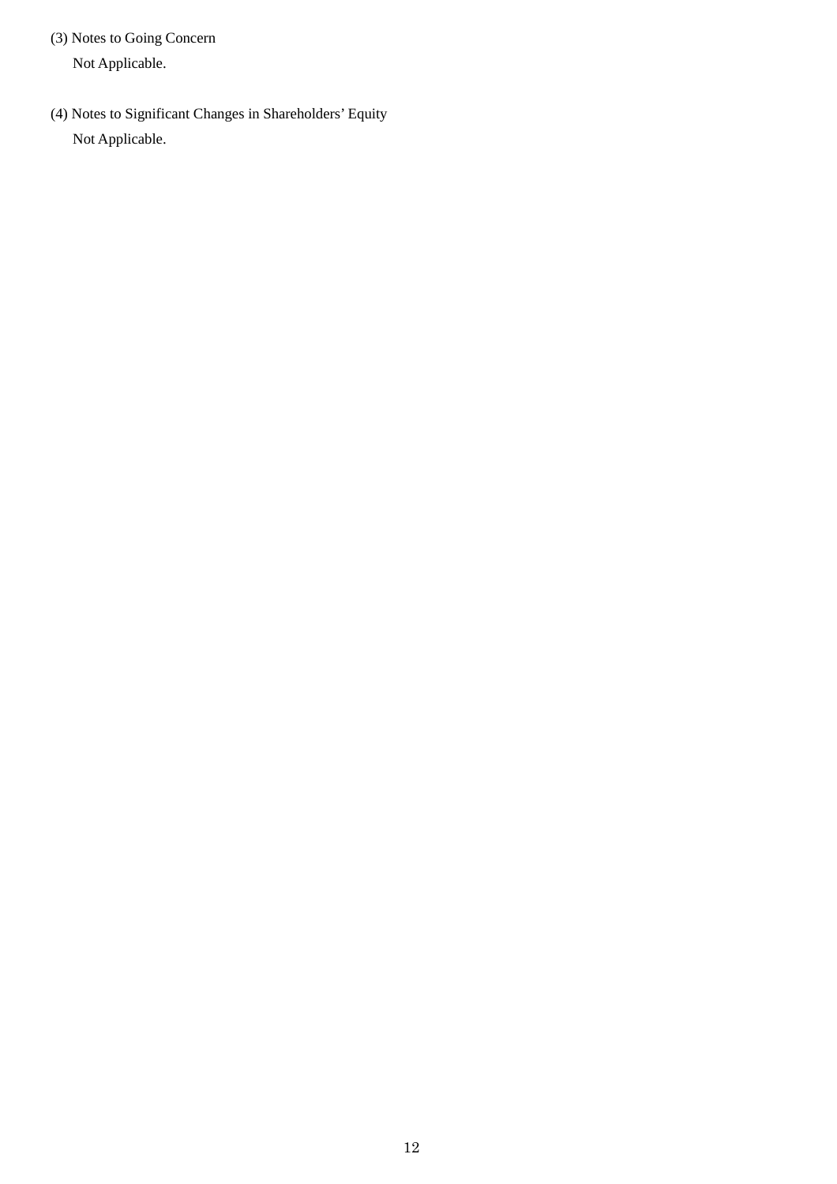(3) Notes to Going Concern

Not Applicable.

(4) Notes to Significant Changes in Shareholders' Equity

Not Applicable.